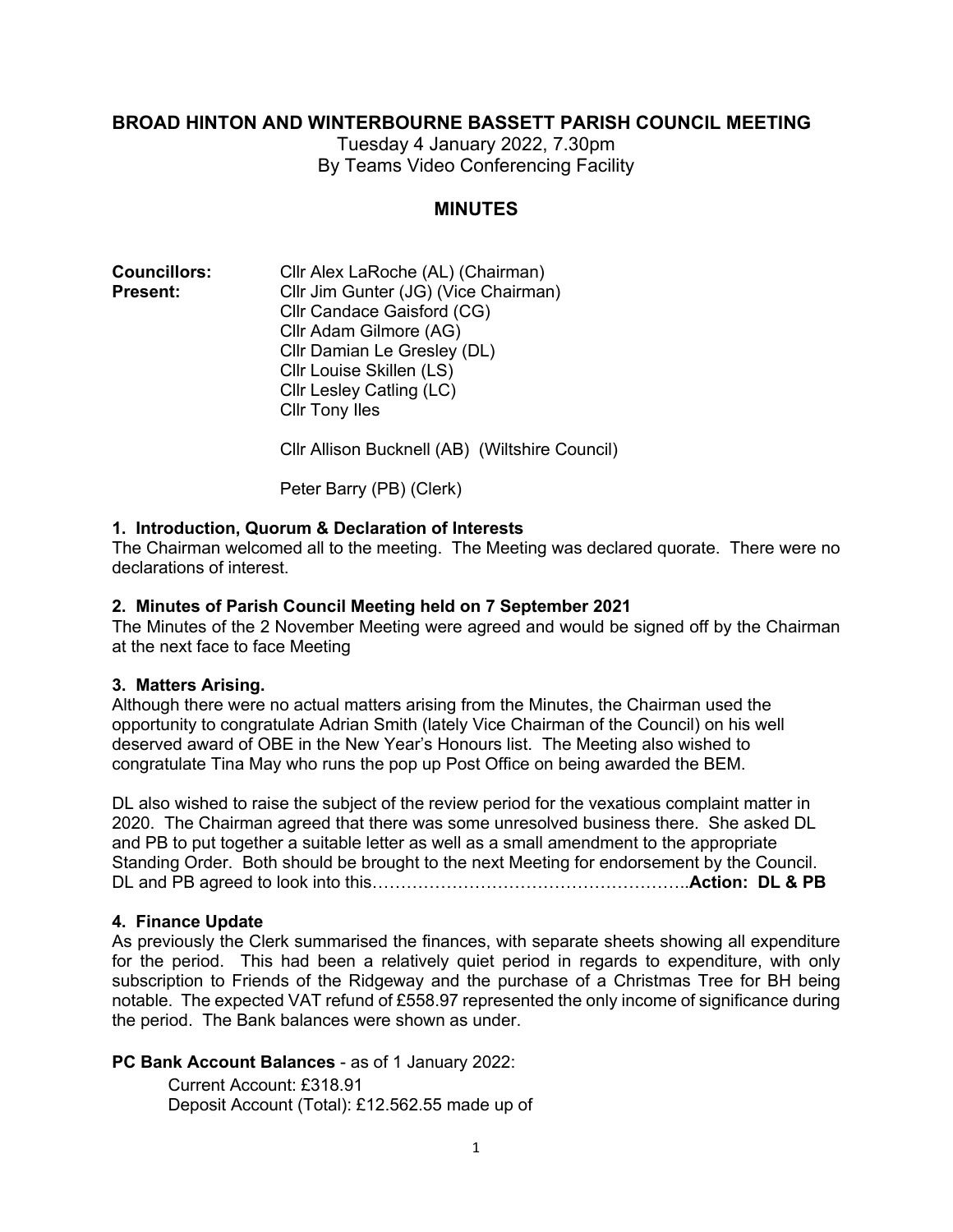# BROAD HINTON AND WINTERBOURNE BASSETT PARISH COUNCIL MEETING

Tuesday 4 January 2022, 7.30pm
By Teams Video Conferencing Facility

## MINUTES

**Councillors:** Cllr Alex LaRoche (AL) (Chairman)
**Present:** Cllr Jim Gunter (JG) (Vice Chairman)
Cllr Candace Gaisford (CG)
Cllr Adam Gilmore (AG)
Cllr Damian Le Gresley (DL)
Cllr Louise Skillen (LS)
Cllr Lesley Catling (LC)
Cllr Tony Iles

Cllr Allison Bucknell (AB) (Wiltshire Council)

Peter Barry (PB) (Clerk)

### 1. Introduction, Quorum & Declaration of Interests

The Chairman welcomed all to the meeting. The Meeting was declared quorate. There were no declarations of interest.

### 2. Minutes of Parish Council Meeting held on 7 September 2021

The Minutes of the 2 November Meeting were agreed and would be signed off by the Chairman at the next face to face Meeting

### 3. Matters Arising.

Although there were no actual matters arising from the Minutes, the Chairman used the opportunity to congratulate Adrian Smith (lately Vice Chairman of the Council) on his well deserved award of OBE in the New Year's Honours list. The Meeting also wished to congratulate Tina May who runs the pop up Post Office on being awarded the BEM.

DL also wished to raise the subject of the review period for the vexatious complaint matter in 2020. The Chairman agreed that there was some unresolved business there. She asked DL and PB to put together a suitable letter as well as a small amendment to the appropriate Standing Order. Both should be brought to the next Meeting for endorsement by the Council. DL and PB agreed to look into this……………………………………………….**Action: DL & PB**

### 4. Finance Update

As previously the Clerk summarised the finances, with separate sheets showing all expenditure for the period. This had been a relatively quiet period in regards to expenditure, with only subscription to Friends of the Ridgeway and the purchase of a Christmas Tree for BH being notable. The expected VAT refund of £558.97 represented the only income of significance during the period. The Bank balances were shown as under.

**PC Bank Account Balances** - as of 1 January 2022:

Current Account: £318.91
Deposit Account (Total): £12.562.55 made up of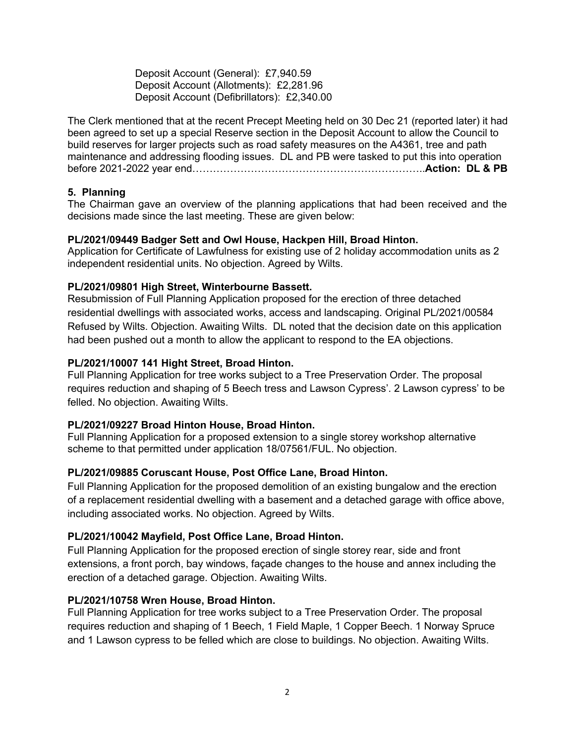Deposit Account (General): £7,940.59
Deposit Account (Allotments): £2,281.96
Deposit Account (Defibrillators): £2,340.00

The Clerk mentioned that at the recent Precept Meeting held on 30 Dec 21 (reported later) it had been agreed to set up a special Reserve section in the Deposit Account to allow the Council to build reserves for larger projects such as road safety measures on the A4361, tree and path maintenance and addressing flooding issues. DL and PB were tasked to put this into operation before 2021-2022 year end…………………………………………………………..**Action: DL & PB**

### 5. Planning

The Chairman gave an overview of the planning applications that had been received and the decisions made since the last meeting. These are given below:

**PL/2021/09449 Badger Sett and Owl House, Hackpen Hill, Broad Hinton.**
Application for Certificate of Lawfulness for existing use of 2 holiday accommodation units as 2 independent residential units. No objection. Agreed by Wilts.

**PL/2021/09801 High Street, Winterbourne Bassett.**
Resubmission of Full Planning Application proposed for the erection of three detached residential dwellings with associated works, access and landscaping. Original PL/2021/00584 Refused by Wilts. Objection. Awaiting Wilts. DL noted that the decision date on this application had been pushed out a month to allow the applicant to respond to the EA objections.

**PL/2021/10007 141 Hight Street, Broad Hinton.**
Full Planning Application for tree works subject to a Tree Preservation Order. The proposal requires reduction and shaping of 5 Beech tress and Lawson Cypress'. 2 Lawson cypress' to be felled. No objection. Awaiting Wilts.

**PL/2021/09227 Broad Hinton House, Broad Hinton.**
Full Planning Application for a proposed extension to a single storey workshop alternative scheme to that permitted under application 18/07561/FUL. No objection.

**PL/2021/09885 Coruscant House, Post Office Lane, Broad Hinton.**
Full Planning Application for the proposed demolition of an existing bungalow and the erection of a replacement residential dwelling with a basement and a detached garage with office above, including associated works. No objection. Agreed by Wilts.

**PL/2021/10042 Mayfield, Post Office Lane, Broad Hinton.**
Full Planning Application for the proposed erection of single storey rear, side and front extensions, a front porch, bay windows, façade changes to the house and annex including the erection of a detached garage. Objection. Awaiting Wilts.

**PL/2021/10758 Wren House, Broad Hinton.**
Full Planning Application for tree works subject to a Tree Preservation Order. The proposal requires reduction and shaping of 1 Beech, 1 Field Maple, 1 Copper Beech. 1 Norway Spruce and 1 Lawson cypress to be felled which are close to buildings. No objection. Awaiting Wilts.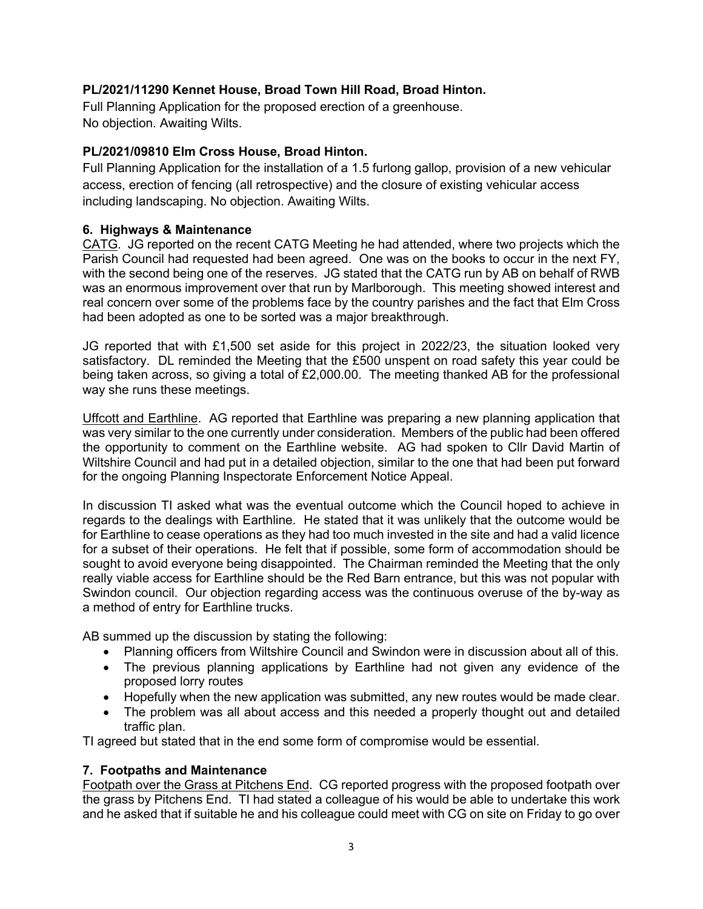**PL/2021/11290 Kennet House, Broad Town Hill Road, Broad Hinton.**
Full Planning Application for the proposed erection of a greenhouse.
No objection. Awaiting Wilts.

**PL/2021/09810 Elm Cross House, Broad Hinton.**
Full Planning Application for the installation of a 1.5 furlong gallop, provision of a new vehicular access, erection of fencing (all retrospective) and the closure of existing vehicular access including landscaping. No objection. Awaiting Wilts.

**6. Highways & Maintenance**

<u>CATG</u>. JG reported on the recent CATG Meeting he had attended, where two projects which the Parish Council had requested had been agreed. One was on the books to occur in the next FY, with the second being one of the reserves. JG stated that the CATG run by AB on behalf of RWB was an enormous improvement over that run by Marlborough. This meeting showed interest and real concern over some of the problems face by the country parishes and the fact that Elm Cross had been adopted as one to be sorted was a major breakthrough.

JG reported that with £1,500 set aside for this project in 2022/23, the situation looked very satisfactory. DL reminded the Meeting that the £500 unspent on road safety this year could be being taken across, so giving a total of £2,000.00. The meeting thanked AB for the professional way she runs these meetings.

<u>Uffcott and Earthline</u>. AG reported that Earthline was preparing a new planning application that was very similar to the one currently under consideration. Members of the public had been offered the opportunity to comment on the Earthline website. AG had spoken to Cllr David Martin of Wiltshire Council and had put in a detailed objection, similar to the one that had been put forward for the ongoing Planning Inspectorate Enforcement Notice Appeal.

In discussion TI asked what was the eventual outcome which the Council hoped to achieve in regards to the dealings with Earthline. He stated that it was unlikely that the outcome would be for Earthline to cease operations as they had too much invested in the site and had a valid licence for a subset of their operations. He felt that if possible, some form of accommodation should be sought to avoid everyone being disappointed. The Chairman reminded the Meeting that the only really viable access for Earthline should be the Red Barn entrance, but this was not popular with Swindon council. Our objection regarding access was the continuous overuse of the by-way as a method of entry for Earthline trucks.

AB summed up the discussion by stating the following:

- Planning officers from Wiltshire Council and Swindon were in discussion about all of this.
- The previous planning applications by Earthline had not given any evidence of the proposed lorry routes
- Hopefully when the new application was submitted, any new routes would be made clear.
- The problem was all about access and this needed a properly thought out and detailed traffic plan.

TI agreed but stated that in the end some form of compromise would be essential.

**7. Footpaths and Maintenance**

<u>Footpath over the Grass at Pitchens End</u>. CG reported progress with the proposed footpath over the grass by Pitchens End. TI had stated a colleague of his would be able to undertake this work and he asked that if suitable he and his colleague could meet with CG on site on Friday to go over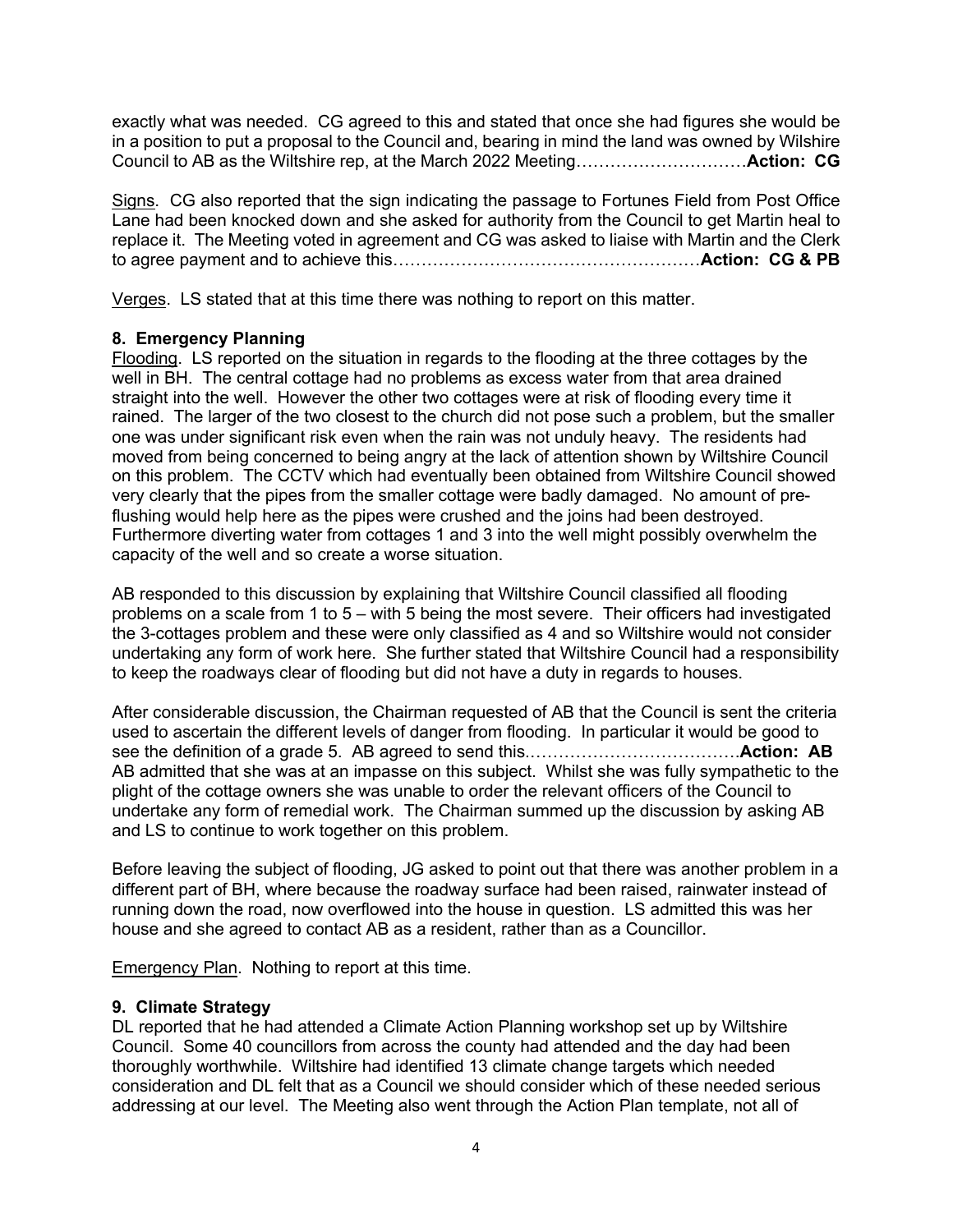exactly what was needed. CG agreed to this and stated that once she had figures she would be in a position to put a proposal to the Council and, bearing in mind the land was owned by Wilshire Council to AB as the Wiltshire rep, at the March 2022 Meeting…………………………**Action: CG**

Signs. CG also reported that the sign indicating the passage to Fortunes Field from Post Office Lane had been knocked down and she asked for authority from the Council to get Martin heal to replace it. The Meeting voted in agreement and CG was asked to liaise with Martin and the Clerk to agree payment and to achieve this……………………………………………….**Action: CG & PB**

Verges. LS stated that at this time there was nothing to report on this matter.

**8. Emergency Planning**

Flooding. LS reported on the situation in regards to the flooding at the three cottages by the well in BH. The central cottage had no problems as excess water from that area drained straight into the well. However the other two cottages were at risk of flooding every time it rained. The larger of the two closest to the church did not pose such a problem, but the smaller one was under significant risk even when the rain was not unduly heavy. The residents had moved from being concerned to being angry at the lack of attention shown by Wiltshire Council on this problem. The CCTV which had eventually been obtained from Wiltshire Council showed very clearly that the pipes from the smaller cottage were badly damaged. No amount of pre-flushing would help here as the pipes were crushed and the joins had been destroyed. Furthermore diverting water from cottages 1 and 3 into the well might possibly overwhelm the capacity of the well and so create a worse situation.

AB responded to this discussion by explaining that Wiltshire Council classified all flooding problems on a scale from 1 to 5 – with 5 being the most severe. Their officers had investigated the 3-cottages problem and these were only classified as 4 and so Wiltshire would not consider undertaking any form of work here. She further stated that Wiltshire Council had a responsibility to keep the roadways clear of flooding but did not have a duty in regards to houses.

After considerable discussion, the Chairman requested of AB that the Council is sent the criteria used to ascertain the different levels of danger from flooding. In particular it would be good to see the definition of a grade 5. AB agreed to send this……………………………….**Action: AB**
AB admitted that she was at an impasse on this subject. Whilst she was fully sympathetic to the plight of the cottage owners she was unable to order the relevant officers of the Council to undertake any form of remedial work. The Chairman summed up the discussion by asking AB and LS to continue to work together on this problem.

Before leaving the subject of flooding, JG asked to point out that there was another problem in a different part of BH, where because the roadway surface had been raised, rainwater instead of running down the road, now overflowed into the house in question. LS admitted this was her house and she agreed to contact AB as a resident, rather than as a Councillor.

Emergency Plan. Nothing to report at this time.

**9. Climate Strategy**

DL reported that he had attended a Climate Action Planning workshop set up by Wiltshire Council. Some 40 councillors from across the county had attended and the day had been thoroughly worthwhile. Wiltshire had identified 13 climate change targets which needed consideration and DL felt that as a Council we should consider which of these needed serious addressing at our level. The Meeting also went through the Action Plan template, not all of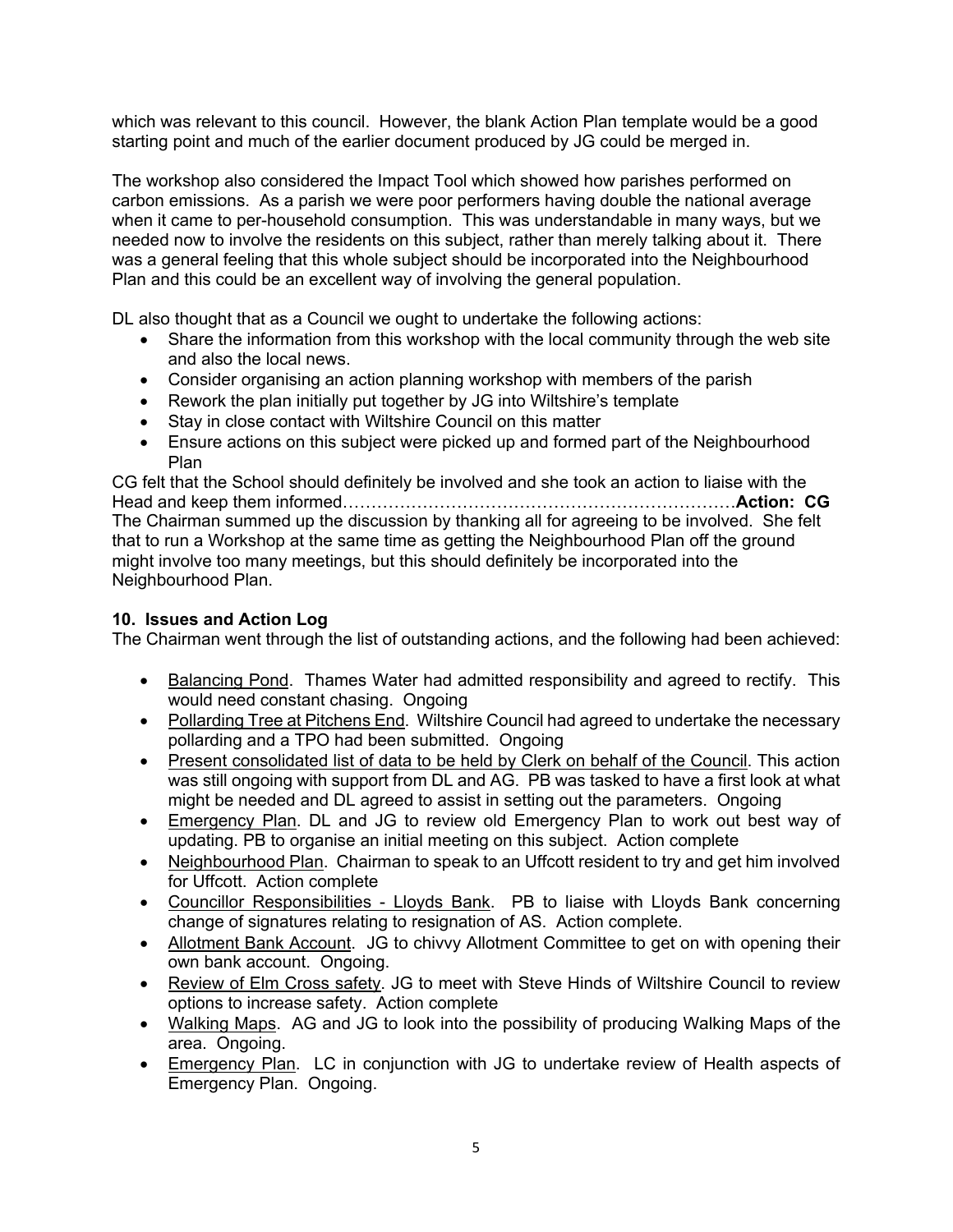which was relevant to this council. However, the blank Action Plan template would be a good starting point and much of the earlier document produced by JG could be merged in.

The workshop also considered the Impact Tool which showed how parishes performed on carbon emissions. As a parish we were poor performers having double the national average when it came to per-household consumption. This was understandable in many ways, but we needed now to involve the residents on this subject, rather than merely talking about it. There was a general feeling that this whole subject should be incorporated into the Neighbourhood Plan and this could be an excellent way of involving the general population.

DL also thought that as a Council we ought to undertake the following actions:

- Share the information from this workshop with the local community through the web site and also the local news.
- Consider organising an action planning workshop with members of the parish
- Rework the plan initially put together by JG into Wiltshire's template
- Stay in close contact with Wiltshire Council on this matter
- Ensure actions on this subject were picked up and formed part of the Neighbourhood Plan

CG felt that the School should definitely be involved and she took an action to liaise with the Head and keep them informed……………………………………………………………**Action: CG**
The Chairman summed up the discussion by thanking all for agreeing to be involved. She felt that to run a Workshop at the same time as getting the Neighbourhood Plan off the ground might involve too many meetings, but this should definitely be incorporated into the Neighbourhood Plan.

**10. Issues and Action Log**
The Chairman went through the list of outstanding actions, and the following had been achieved:

- <u>Balancing Pond</u>. Thames Water had admitted responsibility and agreed to rectify. This would need constant chasing. Ongoing
- <u>Pollarding Tree at Pitchens End</u>. Wiltshire Council had agreed to undertake the necessary pollarding and a TPO had been submitted. Ongoing
- <u>Present consolidated list of data to be held by Clerk on behalf of the Council</u>. This action was still ongoing with support from DL and AG. PB was tasked to have a first look at what might be needed and DL agreed to assist in setting out the parameters. Ongoing
- <u>Emergency Plan</u>. DL and JG to review old Emergency Plan to work out best way of updating. PB to organise an initial meeting on this subject. Action complete
- <u>Neighbourhood Plan</u>. Chairman to speak to an Uffcott resident to try and get him involved for Uffcott. Action complete
- <u>Councillor Responsibilities - Lloyds Bank</u>. PB to liaise with Lloyds Bank concerning change of signatures relating to resignation of AS. Action complete.
- <u>Allotment Bank Account</u>. JG to chivvy Allotment Committee to get on with opening their own bank account. Ongoing.
- <u>Review of Elm Cross safety</u>. JG to meet with Steve Hinds of Wiltshire Council to review options to increase safety. Action complete
- <u>Walking Maps</u>. AG and JG to look into the possibility of producing Walking Maps of the area. Ongoing.
- <u>Emergency Plan</u>. LC in conjunction with JG to undertake review of Health aspects of Emergency Plan. Ongoing.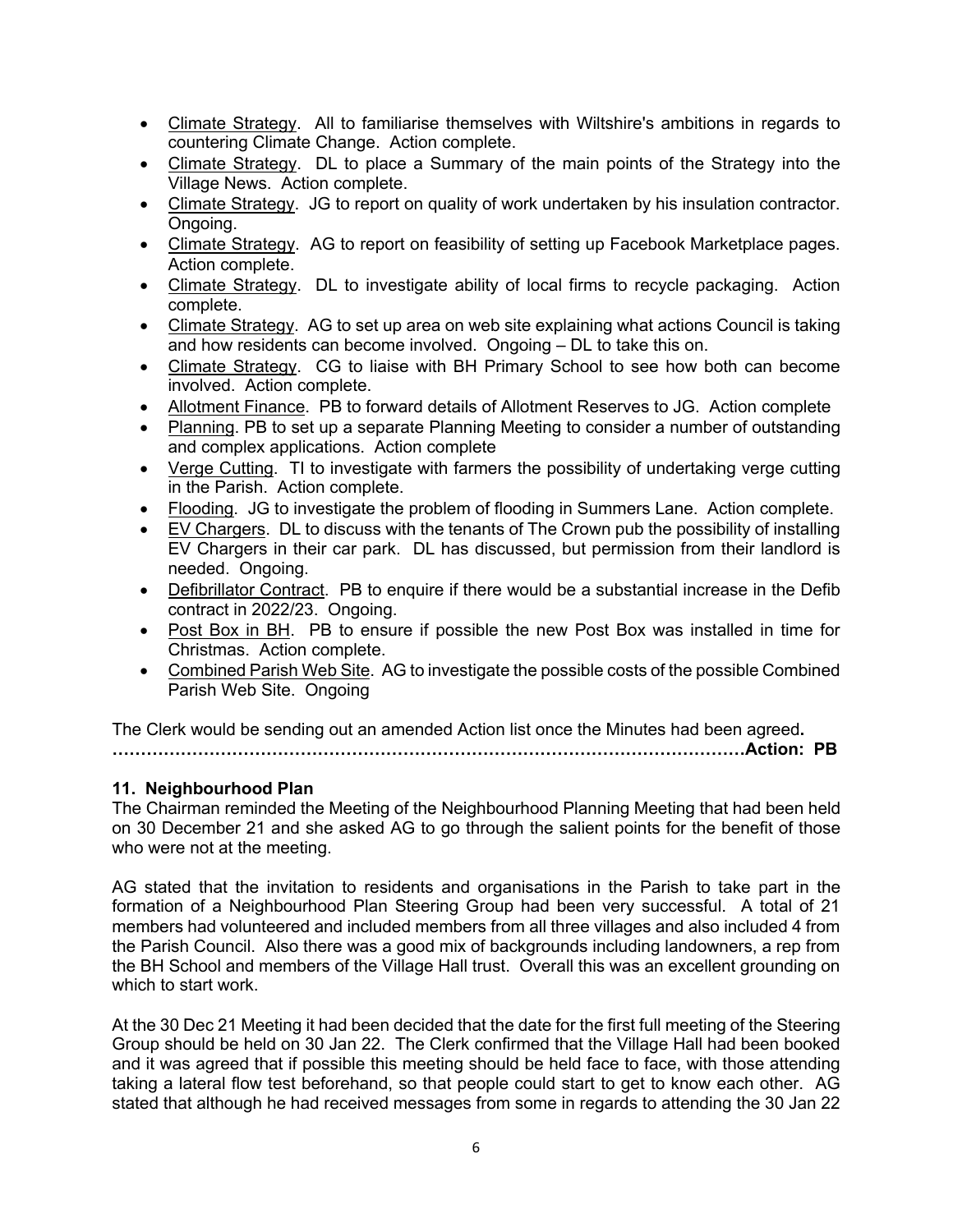- Climate Strategy. All to familiarise themselves with Wiltshire's ambitions in regards to countering Climate Change. Action complete.
- Climate Strategy. DL to place a Summary of the main points of the Strategy into the Village News. Action complete.
- Climate Strategy. JG to report on quality of work undertaken by his insulation contractor. Ongoing.
- Climate Strategy. AG to report on feasibility of setting up Facebook Marketplace pages. Action complete.
- Climate Strategy. DL to investigate ability of local firms to recycle packaging. Action complete.
- Climate Strategy. AG to set up area on web site explaining what actions Council is taking and how residents can become involved. Ongoing – DL to take this on.
- Climate Strategy. CG to liaise with BH Primary School to see how both can become involved. Action complete.
- Allotment Finance. PB to forward details of Allotment Reserves to JG. Action complete
- Planning. PB to set up a separate Planning Meeting to consider a number of outstanding and complex applications. Action complete
- Verge Cutting. TI to investigate with farmers the possibility of undertaking verge cutting in the Parish. Action complete.
- Flooding. JG to investigate the problem of flooding in Summers Lane. Action complete.
- EV Chargers. DL to discuss with the tenants of The Crown pub the possibility of installing EV Chargers in their car park. DL has discussed, but permission from their landlord is needed. Ongoing.
- Defibrillator Contract. PB to enquire if there would be a substantial increase in the Defib contract in 2022/23. Ongoing.
- Post Box in BH. PB to ensure if possible the new Post Box was installed in time for Christmas. Action complete.
- Combined Parish Web Site. AG to investigate the possible costs of the possible Combined Parish Web Site. Ongoing

The Clerk would be sending out an amended Action list once the Minutes had been agreed.
**……………………………………………………………………………………………….Action: PB**

### 11. Neighbourhood Plan

The Chairman reminded the Meeting of the Neighbourhood Planning Meeting that had been held on 30 December 21 and she asked AG to go through the salient points for the benefit of those who were not at the meeting.

AG stated that the invitation to residents and organisations in the Parish to take part in the formation of a Neighbourhood Plan Steering Group had been very successful. A total of 21 members had volunteered and included members from all three villages and also included 4 from the Parish Council. Also there was a good mix of backgrounds including landowners, a rep from the BH School and members of the Village Hall trust. Overall this was an excellent grounding on which to start work.

At the 30 Dec 21 Meeting it had been decided that the date for the first full meeting of the Steering Group should be held on 30 Jan 22. The Clerk confirmed that the Village Hall had been booked and it was agreed that if possible this meeting should be held face to face, with those attending taking a lateral flow test beforehand, so that people could start to get to know each other. AG stated that although he had received messages from some in regards to attending the 30 Jan 22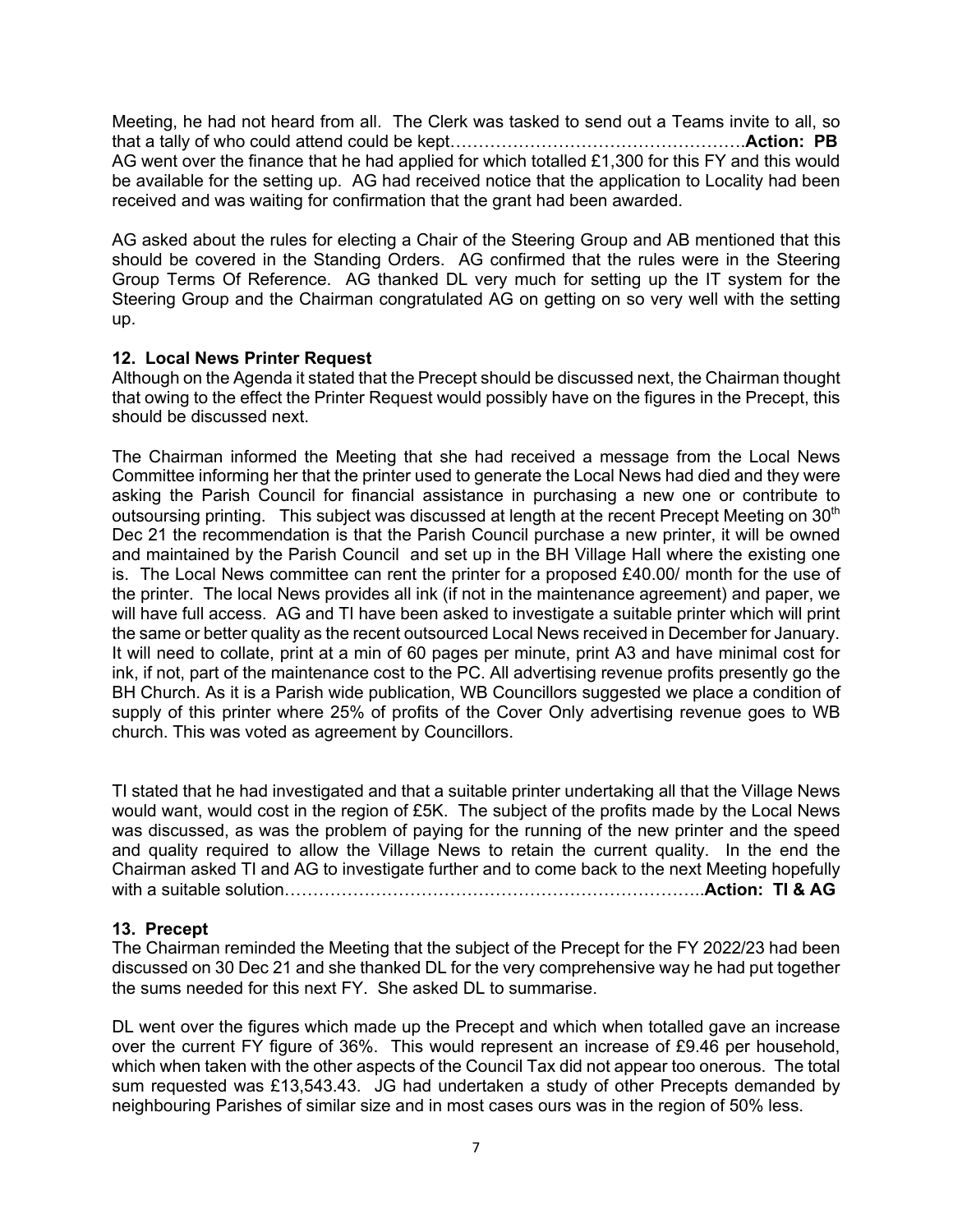Meeting, he had not heard from all. The Clerk was tasked to send out a Teams invite to all, so that a tally of who could attend could be kept…………………………………………….**Action: PB**
AG went over the finance that he had applied for which totalled £1,300 for this FY and this would be available for the setting up. AG had received notice that the application to Locality had been received and was waiting for confirmation that the grant had been awarded.

AG asked about the rules for electing a Chair of the Steering Group and AB mentioned that this should be covered in the Standing Orders. AG confirmed that the rules were in the Steering Group Terms Of Reference. AG thanked DL very much for setting up the IT system for the Steering Group and the Chairman congratulated AG on getting on so very well with the setting up.

**12. Local News Printer Request**

Although on the Agenda it stated that the Precept should be discussed next, the Chairman thought that owing to the effect the Printer Request would possibly have on the figures in the Precept, this should be discussed next.

The Chairman informed the Meeting that she had received a message from the Local News Committee informing her that the printer used to generate the Local News had died and they were asking the Parish Council for financial assistance in purchasing a new one or contribute to outsourcing printing. This subject was discussed at length at the recent Precept Meeting on 30th Dec 21 the recommendation is that the Parish Council purchase a new printer, it will be owned and maintained by the Parish Council and set up in the BH Village Hall where the existing one is. The Local News committee can rent the printer for a proposed £40.00/ month for the use of the printer. The local News provides all ink (if not in the maintenance agreement) and paper, we will have full access. AG and TI have been asked to investigate a suitable printer which will print the same or better quality as the recent outsourced Local News received in December for January. It will need to collate, print at a min of 60 pages per minute, print A3 and have minimal cost for ink, if not, part of the maintenance cost to the PC. All advertising revenue profits presently go the BH Church. As it is a Parish wide publication, WB Councillors suggested we place a condition of supply of this printer where 25% of profits of the Cover Only advertising revenue goes to WB church. This was voted as agreement by Councillors.

TI stated that he had investigated and that a suitable printer undertaking all that the Village News would want, would cost in the region of £5K. The subject of the profits made by the Local News was discussed, as was the problem of paying for the running of the new printer and the speed and quality required to allow the Village News to retain the current quality. In the end the Chairman asked TI and AG to investigate further and to come back to the next Meeting hopefully with a suitable solution…………………………………………………………………..**Action: TI & AG**

**13. Precept**

The Chairman reminded the Meeting that the subject of the Precept for the FY 2022/23 had been discussed on 30 Dec 21 and she thanked DL for the very comprehensive way he had put together the sums needed for this next FY. She asked DL to summarise.

DL went over the figures which made up the Precept and which when totalled gave an increase over the current FY figure of 36%. This would represent an increase of £9.46 per household, which when taken with the other aspects of the Council Tax did not appear too onerous. The total sum requested was £13,543.43. JG had undertaken a study of other Precepts demanded by neighbouring Parishes of similar size and in most cases ours was in the region of 50% less.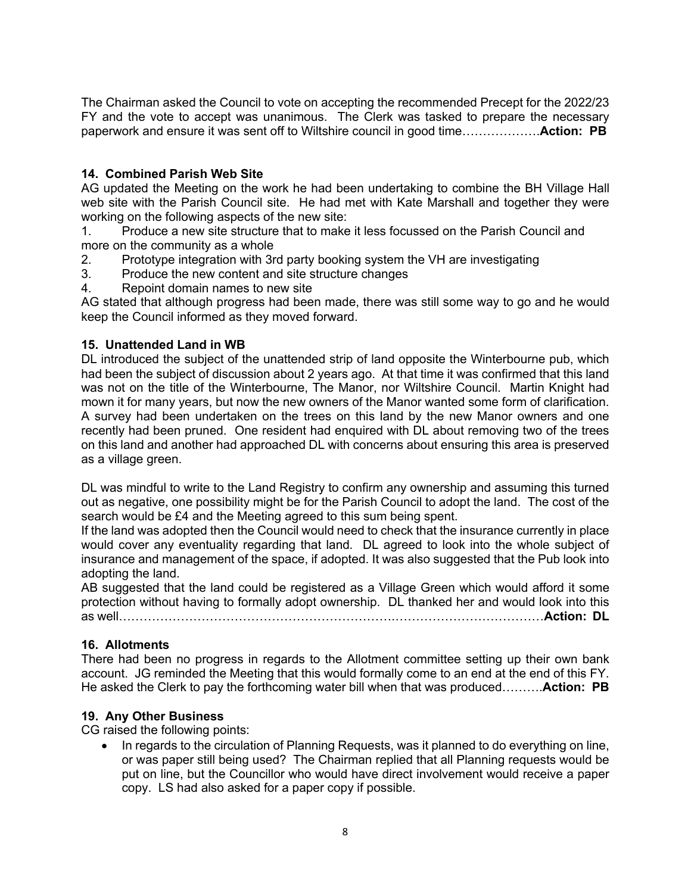The Chairman asked the Council to vote on accepting the recommended Precept for the 2022/23 FY and the vote to accept was unanimous. The Clerk was tasked to prepare the necessary paperwork and ensure it was sent off to Wiltshire council in good time……………….**Action: PB**

**14. Combined Parish Web Site**

AG updated the Meeting on the work he had been undertaking to combine the BH Village Hall web site with the Parish Council site. He had met with Kate Marshall and together they were working on the following aspects of the new site:

1. Produce a new site structure that to make it less focussed on the Parish Council and more on the community as a whole
2. Prototype integration with 3rd party booking system the VH are investigating
3. Produce the new content and site structure changes
4. Repoint domain names to new site

AG stated that although progress had been made, there was still some way to go and he would keep the Council informed as they moved forward.

**15. Unattended Land in WB**

DL introduced the subject of the unattended strip of land opposite the Winterbourne pub, which had been the subject of discussion about 2 years ago. At that time it was confirmed that this land was not on the title of the Winterbourne, The Manor, nor Wiltshire Council. Martin Knight had mown it for many years, but now the new owners of the Manor wanted some form of clarification. A survey had been undertaken on the trees on this land by the new Manor owners and one recently had been pruned. One resident had enquired with DL about removing two of the trees on this land and another had approached DL with concerns about ensuring this area is preserved as a village green.

DL was mindful to write to the Land Registry to confirm any ownership and assuming this turned out as negative, one possibility might be for the Parish Council to adopt the land. The cost of the search would be £4 and the Meeting agreed to this sum being spent.

If the land was adopted then the Council would need to check that the insurance currently in place would cover any eventuality regarding that land. DL agreed to look into the whole subject of insurance and management of the space, if adopted. It was also suggested that the Pub look into adopting the land.

AB suggested that the land could be registered as a Village Green which would afford it some protection without having to formally adopt ownership. DL thanked her and would look into this as well…………………………………………………………………………………………**Action: DL**

**16. Allotments**

There had been no progress in regards to the Allotment committee setting up their own bank account. JG reminded the Meeting that this would formally come to an end at the end of this FY. He asked the Clerk to pay the forthcoming water bill when that was produced……….**Action: PB**

**19. Any Other Business**

CG raised the following points:

- In regards to the circulation of Planning Requests, was it planned to do everything on line, or was paper still being used? The Chairman replied that all Planning requests would be put on line, but the Councillor who would have direct involvement would receive a paper copy. LS had also asked for a paper copy if possible.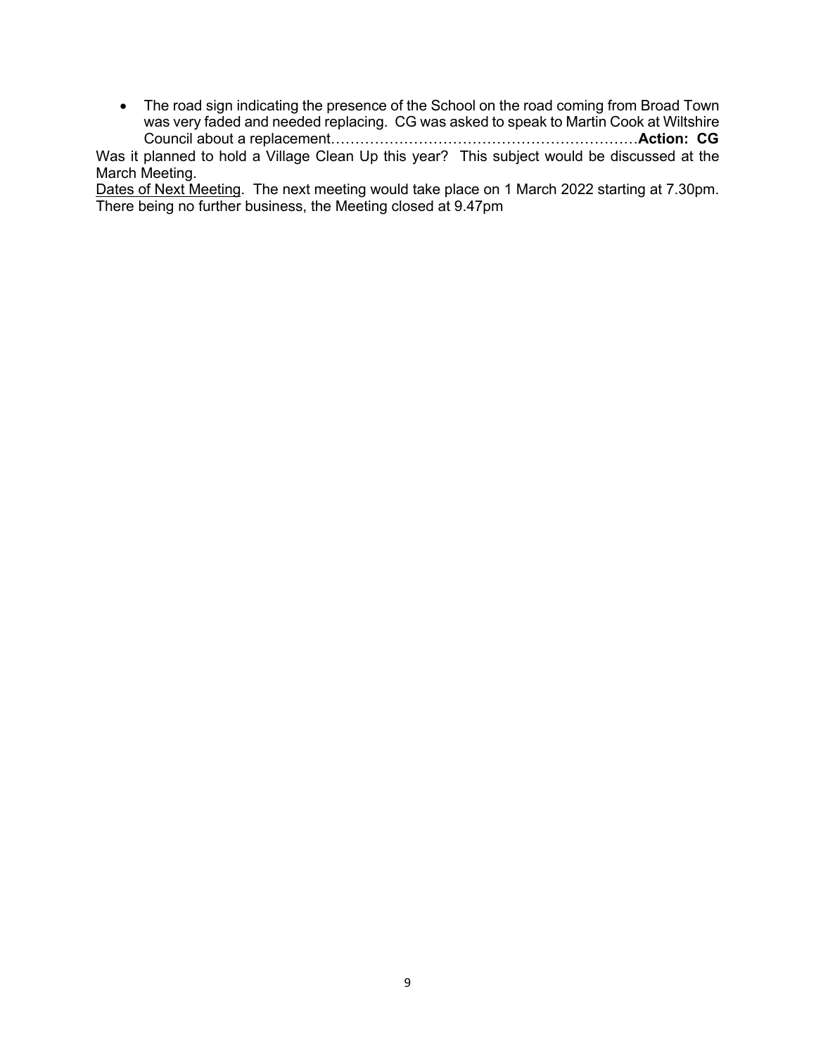- The road sign indicating the presence of the School on the road coming from Broad Town was very faded and needed replacing. CG was asked to speak to Martin Cook at Wiltshire Council about a replacement……………………………………………………….**Action: CG**

Was it planned to hold a Village Clean Up this year? This subject would be discussed at the March Meeting.

<u>Dates of Next Meeting</u>. The next meeting would take place on 1 March 2022 starting at 7.30pm. There being no further business, the Meeting closed at 9.47pm